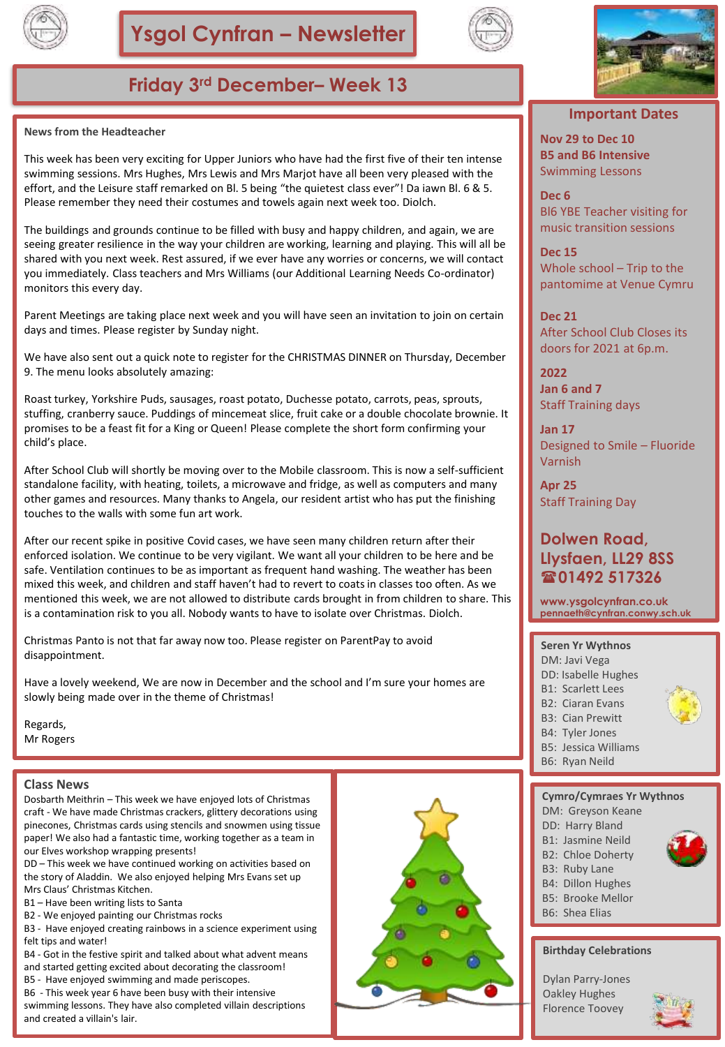# Ysgol Cynfran – Newsletter

## Friday 3rd December– Week 13

### News from the Headteacher

This week has been very exciting for Upper Juniors who have had the first five of their ten intense swimming sessions. Mrs Hughes, Mrs Lewis and Mrs Marjot have all been very pleased with the effort, and the Leisure staff remarked on Bl. 5 being "the quietest class ever"! Da iawn Bl. 6 & 5. Please remember they need their costumes and towels again next week too. Diolch.

The buildings and grounds continue to be filled with busy and happy children, and again, we are seeing greater resilience in the way your children are working, learning and playing. This will all be shared with you next week. Rest assured, if we ever have any worries or concerns, we will contact you immediately. Class teachers and Mrs Williams (our Additional Learning Needs Co-ordinator) monitors this every day.

Parent Meetings are taking place next week and you will have seen an invitation to join on certain days and times. Please register by Sunday night.

We have also sent out a quick note to register for the CHRISTMAS DINNER on Thursday, December 9. The menu looks absolutely amazing:

Roast turkey, Yorkshire Puds, sausages, roast potato, Duchesse potato, carrots, peas, sprouts, stuffing, cranberry sauce. Puddings of mincemeat slice, fruit cake or a double chocolate brownie. It promises to be a feast fit for a King or Queen! Please complete the short form confirming your child's place.

After School Club will shortly be moving over to the Mobile classroom. This is now a self-sufficient standalone facility, with heating, toilets, a microwave and fridge, as well as computers and many other games and resources. Many thanks to Angela, our resident artist who has put the finishing touches to the walls with some fun art work.

After our recent spike in positive Covid cases, we have seen many children return after their enforced isolation. We continue to be very vigilant. We want all your children to be here and be safe. Ventilation continues to be as important as frequent hand washing. The weather has been mixed this week, and children and staff haven't had to revert to coats in classes too often. As we mentioned this week, we are not allowed to distribute cards brought in from children to share. This is a contamination risk to you all. Nobody wants to have to isolate over Christmas. Diolch.

Christmas Panto is not that far away now too. Please register on ParentPay to avoid disappointment.

Have a lovely weekend, We are now in December and the school and I'm sure your homes are slowly being made over in the theme of Christmas!

Regards,
Mr Rogers

### Class News

Dosbarth Meithrin – This week we have enjoyed lots of Christmas craft - We have made Christmas crackers, glittery decorations using pinecones, Christmas cards using stencils and snowmen using tissue paper! We also had a fantastic time, working together as a team in our Elves workshop wrapping presents!

DD – This week we have continued working on activities based on the story of Aladdin. We also enjoyed helping Mrs Evans set up Mrs Claus' Christmas Kitchen.

B1 – Have been writing lists to Santa

B2 - We enjoyed painting our Christmas rocks

B3 - Have enjoyed creating rainbows in a science experiment using felt tips and water!

B4 - Got in the festive spirit and talked about what advent means and started getting excited about decorating the classroom!

B5 - Have enjoyed swimming and made periscopes.

B6 - This week year 6 have been busy with their intensive swimming lessons. They have also completed villain descriptions and created a villain's lair.

### Important Dates

**Nov 29 to Dec 10**
**B5 and B6 Intensive**
Swimming Lessons

**Dec 6**
Bl6 YBE Teacher visiting for music transition sessions

**Dec 15**
Whole school – Trip to the pantomime at Venue Cymru

**Dec 21**
After School Club Closes its doors for 2021 at 6p.m.

**2022**
**Jan 6 and 7**
Staff Training days

**Jan 17**
Designed to Smile – Fluoride Varnish

**Apr 25**
Staff Training Day

**Dolwen Road, Llysfaen, LL29 8SS**
**☎01492 517326**

www.ysgolcynfran.co.uk
pennaeth@cynfran.conwy.sch.uk

### Seren Yr Wythnos

DM: Javi Vega
DD: Isabelle Hughes
B1: Scarlett Lees
B2: Ciaran Evans
B3: Cian Prewitt
B4: Tyler Jones
B5: Jessica Williams
B6: Ryan Neild

### Cymro/Cymraes Yr Wythnos

DM: Greyson Keane
DD: Harry Bland
B1: Jasmine Neild
B2: Chloe Doherty
B3: Ruby Lane
B4: Dillon Hughes
B5: Brooke Mellor
B6: Shea Elias

### Birthday Celebrations

Dylan Parry-Jones
Oakley Hughes
Florence Toovey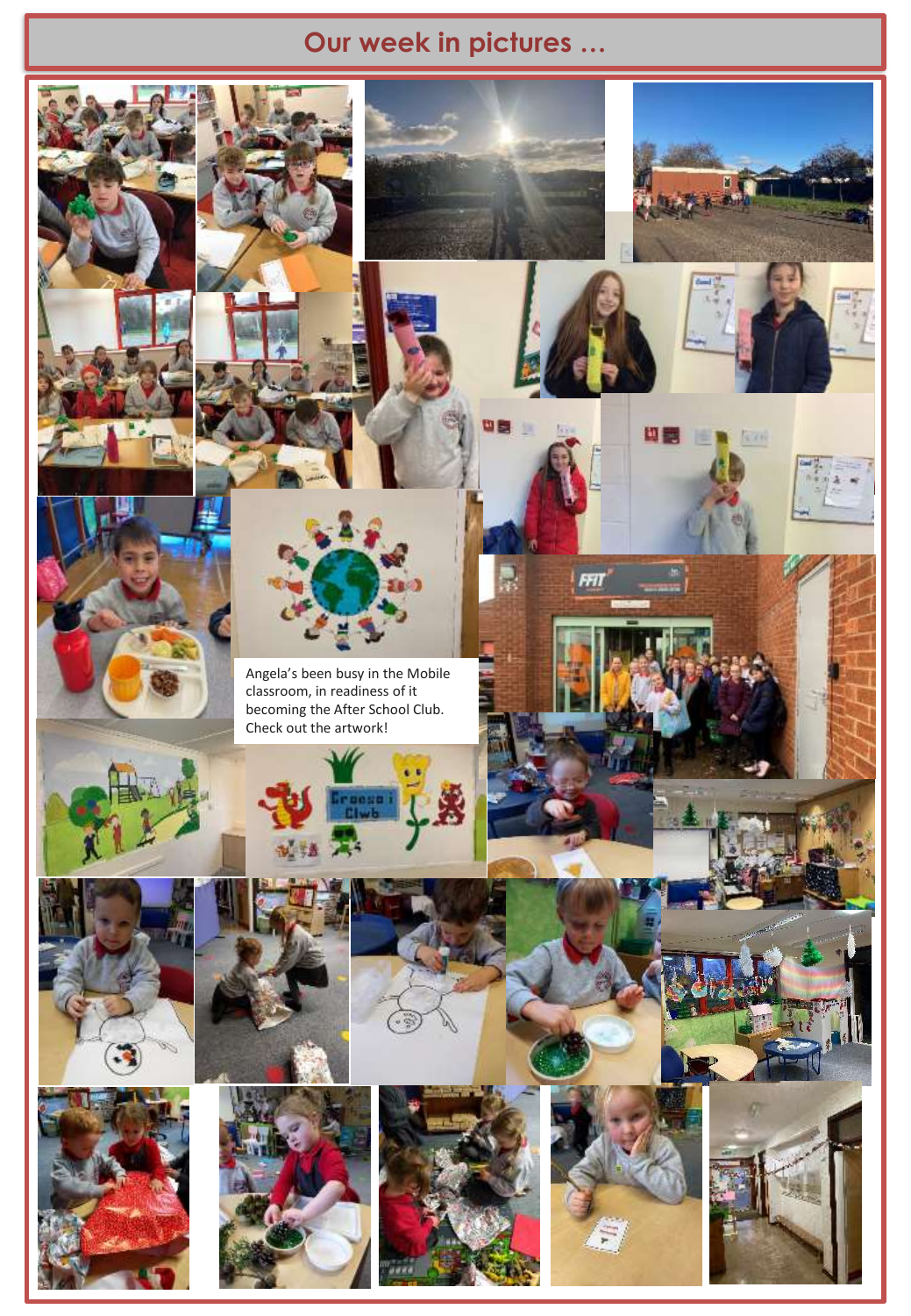# Our week in pictures …

Angela's been busy in the Mobile classroom, in readiness of it becoming the After School Club. Check out the artwork!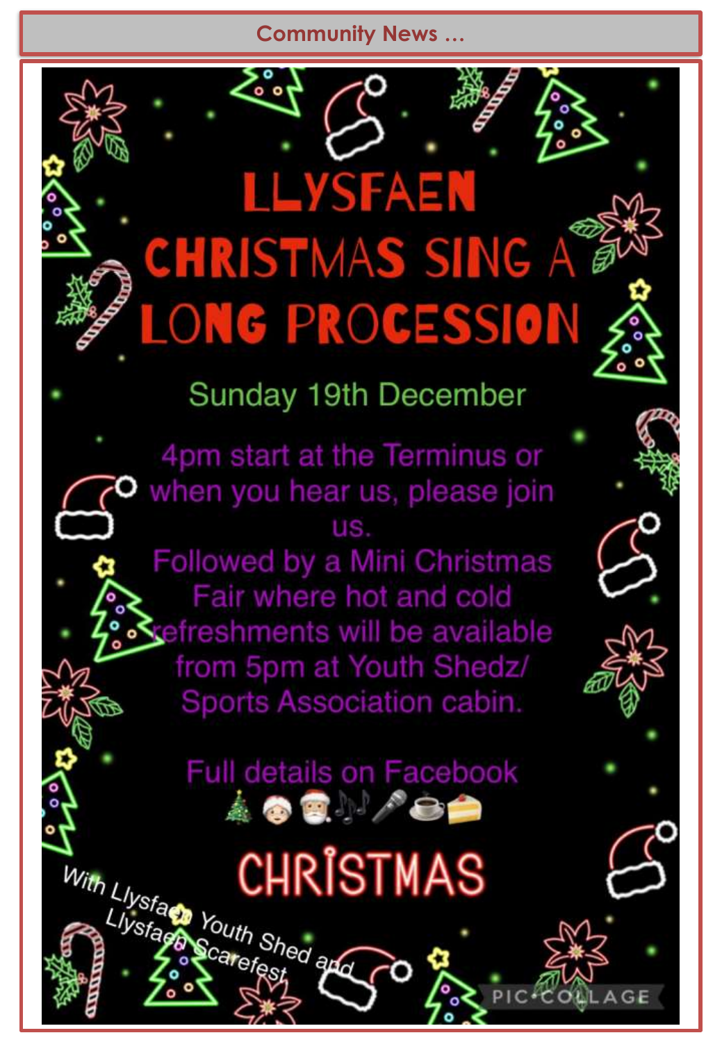**Community News …**

# LLYSFAEN CHRISTMAS SING A LONG PROCESSION

Sunday 19th December

4pm start at the Terminus or when you hear us, please join us.
Followed by a Mini Christmas Fair where hot and cold refreshments will be available from 5pm at Youth Shedz/ Sports Association cabin.

Full details on Facebook

🎄👵🎅🎶🎤☕🍰

CHRISTMAS

With Llysfaen Youth Shed and Llysfaen Scarefest